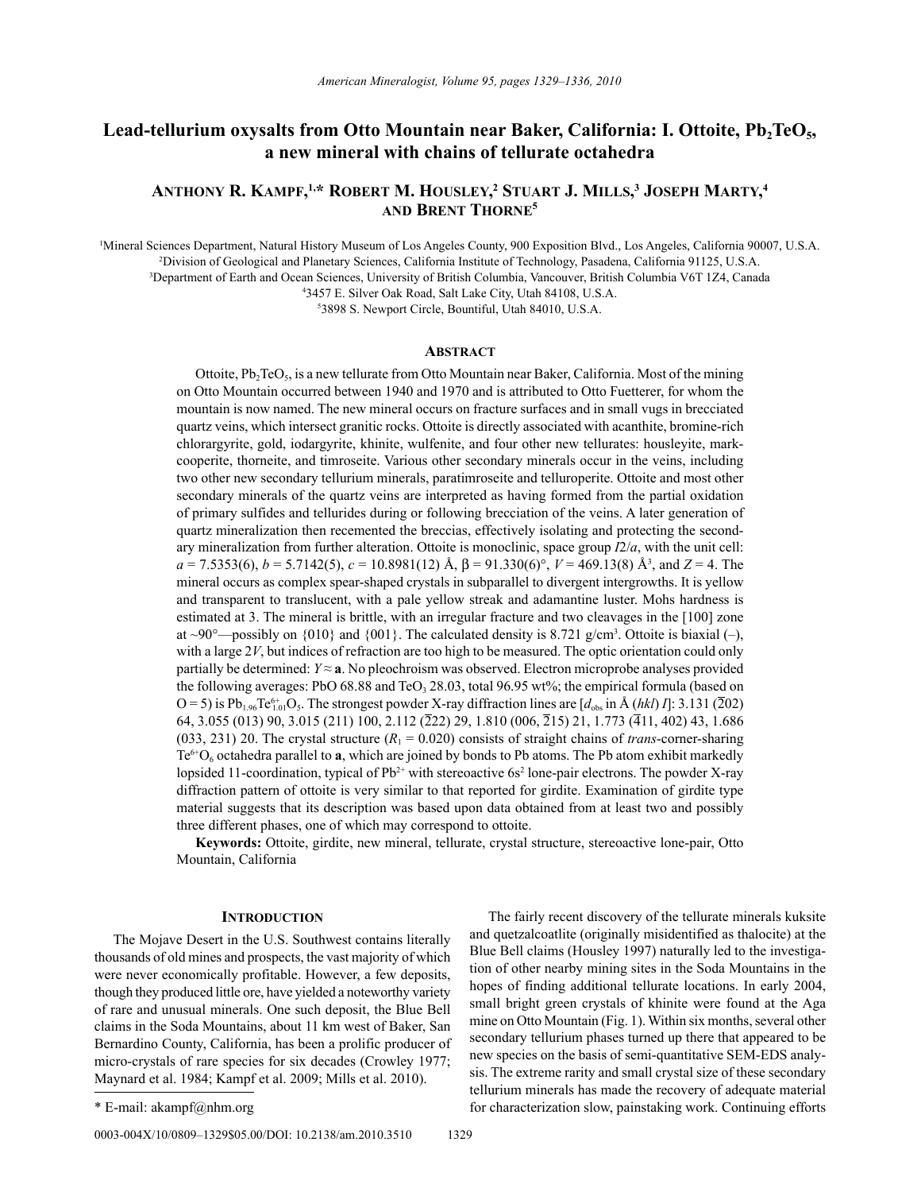# Lead-tellurium oxysalts from Otto Mountain near Baker, California: I. Ottoite, $Pb_2TeO_5$, a new mineral with chains of tellurate octahedra

**Anthony R. Kampf,[1,]* Robert M. Housley,[2] Stuart J. Mills,[3] Joseph Marty,[4] and Brent Thorne[5]**

[1]Mineral Sciences Department, Natural History Museum of Los Angeles County, 900 Exposition Blvd., Los Angeles, California 90007, U.S.A.
[2]Division of Geological and Planetary Sciences, California Institute of Technology, Pasadena, California 91125, U.S.A.
[3]Department of Earth and Ocean Sciences, University of British Columbia, Vancouver, British Columbia V6T 1Z4, Canada
[4]3457 E. Silver Oak Road, Salt Lake City, Utah 84108, U.S.A.
[5]3898 S. Newport Circle, Bountiful, Utah 84010, U.S.A.

## Abstract

Ottoite, $Pb_2TeO_5$, is a new tellurate from Otto Mountain near Baker, California. Most of the mining on Otto Mountain occurred between 1940 and 1970 and is attributed to Otto Fuetterer, for whom the mountain is now named. The new mineral occurs on fracture surfaces and in small vugs in brecciated quartz veins, which intersect granitic rocks. Ottoite is directly associated with acanthite, bromine-rich chlorargyrite, gold, iodargyrite, khinite, wulfenite, and four other new tellurates: housleyite, markcooperite, thorneite, and timroseite. Various other secondary minerals occur in the veins, including two other new secondary tellurium minerals, paratimroseite and telluroperite. Ottoite and most other secondary minerals of the quartz veins are interpreted as having formed from the partial oxidation of primary sulfides and tellurides during or following brecciation of the veins. A later generation of quartz mineralization then recemented the breccias, effectively isolating and protecting the secondary mineralization from further alteration. Ottoite is monoclinic, space group $I2/a$, with the unit cell: $a = 7.5353(6)$, $b = 5.7142(5)$, $c = 10.8981(12)$ Å, $\beta = 91.330(6)°$, $V = 469.13(8)$ Å$^3$, and $Z = 4$. The mineral occurs as complex spear-shaped crystals in subparallel to divergent intergrowths. It is yellow and transparent to translucent, with a pale yellow streak and adamantine luster. Mohs hardness is estimated at 3. The mineral is brittle, with an irregular fracture and two cleavages in the [100] zone at ~90°—possibly on {010} and {001}. The calculated density is 8.721 g/cm$^3$. Ottoite is biaxial (–), with a large 2*V*, but indices of refraction are too high to be measured. The optic orientation could only partially be determined: $Y \approx \mathbf{a}$. No pleochroism was observed. Electron microprobe analyses provided the following averages: PbO 68.88 and $TeO_3$ 28.03, total 96.95 wt%; the empirical formula (based on O = 5) is $Pb_{1.96}Te^{6+}_{1.01}O_5$. The strongest powder X-ray diffraction lines are [$d_{obs}$ in Å (*hkl*) *I*]: 3.131 ($\bar{2}02$) 64, 3.055 (013) 90, 3.015 (211) 100, 2.112 ($\bar{2}22$) 29, 1.810 (006, $\bar{2}15$) 21, 1.773 ($\bar{4}11$, 402) 43, 1.686 (033, 231) 20. The crystal structure ($R_1 = 0.020$) consists of straight chains of *trans*-corner-sharing $Te^{6+}O_6$ octahedra parallel to **a**, which are joined by bonds to Pb atoms. The Pb atom exhibit markedly lopsided 11-coordination, typical of $Pb^{2+}$ with stereoactive $6s^2$ lone-pair electrons. The powder X-ray diffraction pattern of ottoite is very similar to that reported for girdite. Examination of girdite type material suggests that its description was based upon data obtained from at least two and possibly three different phases, one of which may correspond to ottoite.

**Keywords:** Ottoite, girdite, new mineral, tellurate, crystal structure, stereoactive lone-pair, Otto Mountain, California

## Introduction

The Mojave Desert in the U.S. Southwest contains literally thousands of old mines and prospects, the vast majority of which were never economically profitable. However, a few deposits, though they produced little ore, have yielded a noteworthy variety of rare and unusual minerals. One such deposit, the Blue Bell claims in the Soda Mountains, about 11 km west of Baker, San Bernardino County, California, has been a prolific producer of micro-crystals of rare species for six decades (Crowley 1977; Maynard et al. 1984; Kampf et al. 2009; Mills et al. 2010).

The fairly recent discovery of the tellurate minerals kuksite and quetzalcoatlite (originally misidentified as thalocite) at the Blue Bell claims (Housley 1997) naturally led to the investigation of other nearby mining sites in the Soda Mountains in the hopes of finding additional tellurate locations. In early 2004, small bright green crystals of khinite were found at the Aga mine on Otto Mountain (Fig. 1). Within six months, several other secondary tellurium phases turned up there that appeared to be new species on the basis of semi-quantitative SEM-EDS analysis. The extreme rarity and small crystal size of these secondary tellurium minerals has made the recovery of adequate material for characterization slow, painstaking work. Continuing efforts

* E-mail: akampf@nhm.org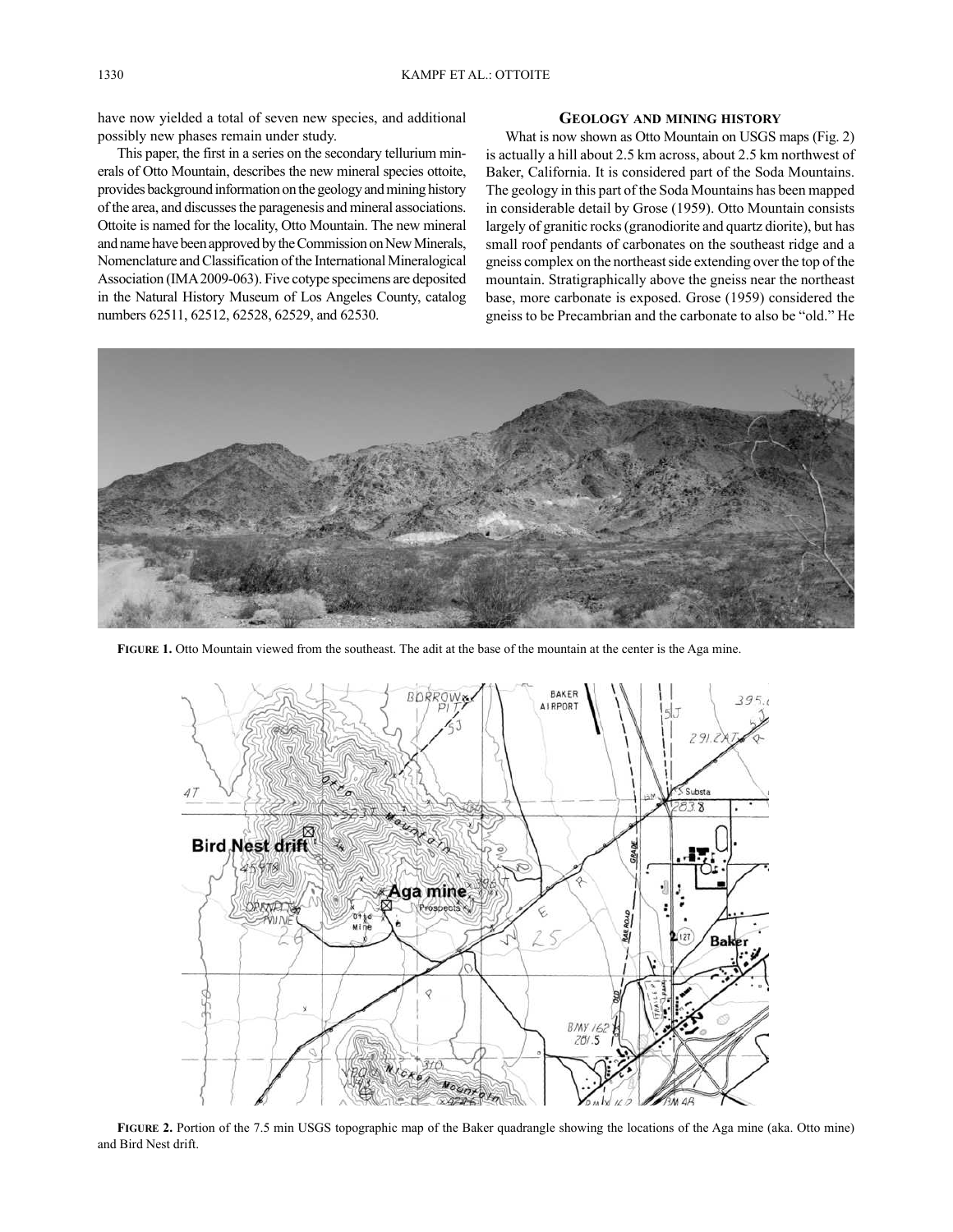have now yielded a total of seven new species, and additional possibly new phases remain under study.

This paper, the first in a series on the secondary tellurium minerals of Otto Mountain, describes the new mineral species ottoite, provides background information on the geology and mining history of the area, and discusses the paragenesis and mineral associations. Ottoite is named for the locality, Otto Mountain. The new mineral and name have been approved by the Commission on New Minerals, Nomenclature and Classification of the International Mineralogical Association (IMA 2009-063). Five cotype specimens are deposited in the Natural History Museum of Los Angeles County, catalog numbers 62511, 62512, 62528, 62529, and 62530.

## Geology and mining history

What is now shown as Otto Mountain on USGS maps (Fig. 2) is actually a hill about 2.5 km across, about 2.5 km northwest of Baker, California. It is considered part of the Soda Mountains. The geology in this part of the Soda Mountains has been mapped in considerable detail by Grose (1959). Otto Mountain consists largely of granitic rocks (granodiorite and quartz diorite), but has small roof pendants of carbonates on the southeast ridge and a gneiss complex on the northeast side extending over the top of the mountain. Stratigraphically above the gneiss near the northeast base, more carbonate is exposed. Grose (1959) considered the gneiss to be Precambrian and the carbonate to also be "old." He

**Figure 1.** Otto Mountain viewed from the southeast. The adit at the base of the mountain at the center is the Aga mine.

**Figure 2.** Portion of the 7.5 min USGS topographic map of the Baker quadrangle showing the locations of the Aga mine (aka. Otto mine) and Bird Nest drift.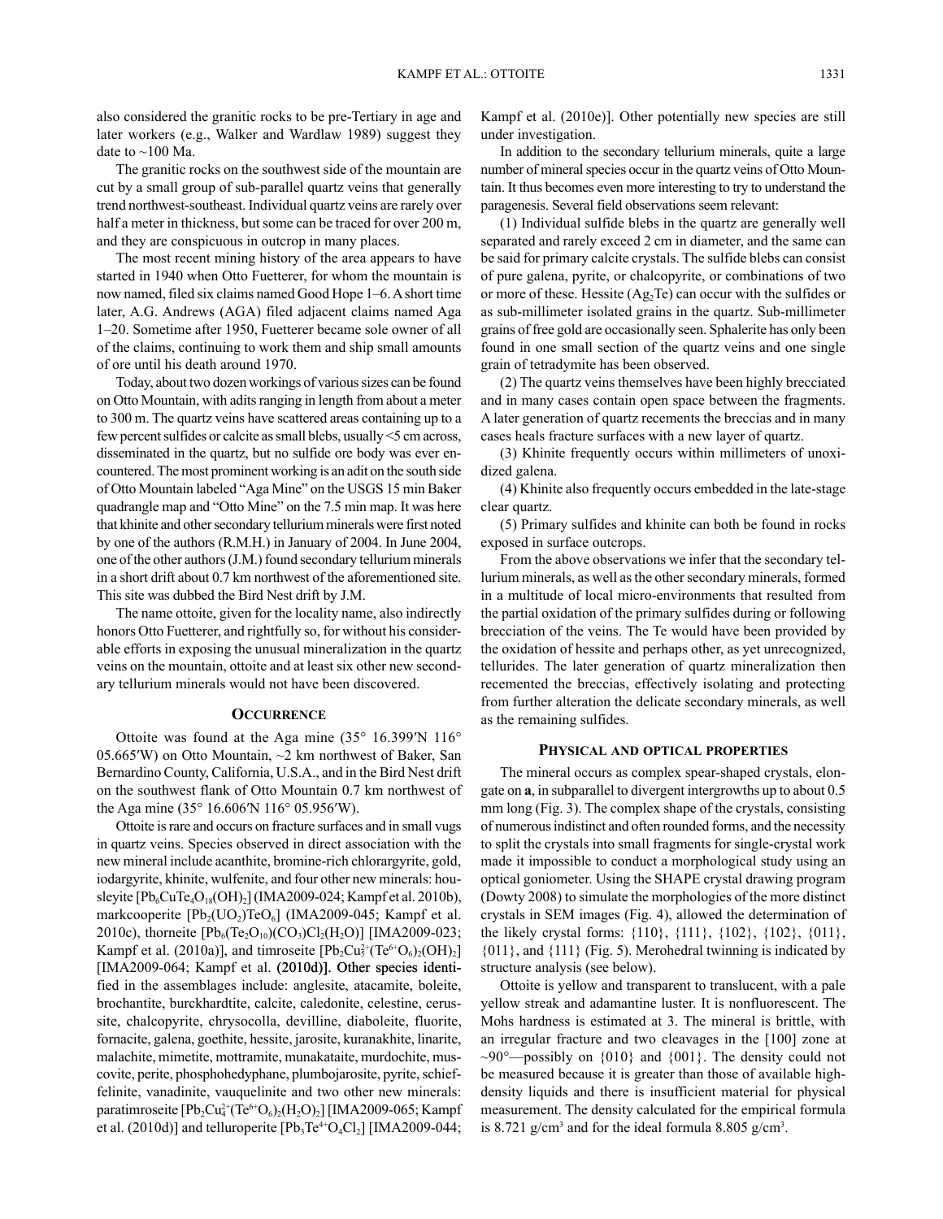also considered the granitic rocks to be pre-Tertiary in age and later workers (e.g., Walker and Wardlaw 1989) suggest they date to ~100 Ma.

The granitic rocks on the southwest side of the mountain are cut by a small group of sub-parallel quartz veins that generally trend northwest-southeast. Individual quartz veins are rarely over half a meter in thickness, but some can be traced for over 200 m, and they are conspicuous in outcrop in many places.

The most recent mining history of the area appears to have started in 1940 when Otto Fuetterer, for whom the mountain is now named, filed six claims named Good Hope 1–6. A short time later, A.G. Andrews (AGA) filed adjacent claims named Aga 1–20. Sometime after 1950, Fuetterer became sole owner of all of the claims, continuing to work them and ship small amounts of ore until his death around 1970.

Today, about two dozen workings of various sizes can be found on Otto Mountain, with adits ranging in length from about a meter to 300 m. The quartz veins have scattered areas containing up to a few percent sulfides or calcite as small blebs, usually <5 cm across, disseminated in the quartz, but no sulfide ore body was ever encountered. The most prominent working is an adit on the south side of Otto Mountain labeled "Aga Mine" on the USGS 15 min Baker quadrangle map and "Otto Mine" on the 7.5 min map. It was here that khinite and other secondary tellurium minerals were first noted by one of the authors (R.M.H.) in January of 2004. In June 2004, one of the other authors (J.M.) found secondary tellurium minerals in a short drift about 0.7 km northwest of the aforementioned site. This site was dubbed the Bird Nest drift by J.M.

The name ottoite, given for the locality name, also indirectly honors Otto Fuetterer, and rightfully so, for without his considerable efforts in exposing the unusual mineralization in the quartz veins on the mountain, ottoite and at least six other new secondary tellurium minerals would not have been discovered.

## Occurrence

Ottoite was found at the Aga mine (35° 16.399′N 116° 05.665′W) on Otto Mountain, ~2 km northwest of Baker, San Bernardino County, California, U.S.A., and in the Bird Nest drift on the southwest flank of Otto Mountain 0.7 km northwest of the Aga mine (35° 16.606′N 116° 05.956′W).

Ottoite is rare and occurs on fracture surfaces and in small vugs in quartz veins. Species observed in direct association with the new mineral include acanthite, bromine-rich chlorargyrite, gold, iodargyrite, khinite, wulfenite, and four other new minerals: housleyite [$Pb_6CuTe_4O_{18}(OH)_2$] (IMA2009-024; Kampf et al. 2010b), markcooperite [$Pb_2(UO_2)TeO_6$] (IMA2009-045; Kampf et al. 2010c), thorneite [$Pb_6(Te_2O_{10})(CO_3)Cl_2(H_2O)$] [IMA2009-023; Kampf et al. (2010a)], and timroseite [$Pb_2Cu^{2+}_5(Te^{6+}O_6)_2(OH)_2$] [IMA2009-064; Kampf et al. (2010d)]. Other species identified in the assemblages include: anglesite, atacamite, boleite, brochantite, burckhardtite, calcite, caledonite, celestine, cerussite, chalcopyrite, chrysocolla, devilline, diaboleite, fluorite, fornacite, galena, goethite, hessite, jarosite, kuranakhite, linarite, malachite, mimetite, mottramite, munakataite, murdochite, muscovite, perite, phosphohedyphane, plumbojarosite, pyrite, schieffelinite, vanadinite, vauquelinite and two other new minerals: paratimroseite [$Pb_2Cu^{2+}_4(Te^{6+}O_6)_2(H_2O)_2$] [IMA2009-065; Kampf et al. (2010d)] and telluroperite [$Pb_3Te^{4+}O_4Cl_2$] [IMA2009-044; Kampf et al. (2010e)]. Other potentially new species are still under investigation.

In addition to the secondary tellurium minerals, quite a large number of mineral species occur in the quartz veins of Otto Mountain. It thus becomes even more interesting to try to understand the paragenesis. Several field observations seem relevant:

(1) Individual sulfide blebs in the quartz are generally well separated and rarely exceed 2 cm in diameter, and the same can be said for primary calcite crystals. The sulfide blebs can consist of pure galena, pyrite, or chalcopyrite, or combinations of two or more of these. Hessite ($Ag_2Te$) can occur with the sulfides or as sub-millimeter isolated grains in the quartz. Sub-millimeter grains of free gold are occasionally seen. Sphalerite has only been found in one small section of the quartz veins and one single grain of tetradymite has been observed.

(2) The quartz veins themselves have been highly brecciated and in many cases contain open space between the fragments. A later generation of quartz recements the breccias and in many cases heals fracture surfaces with a new layer of quartz.

(3) Khinite frequently occurs within millimeters of unoxidized galena.

(4) Khinite also frequently occurs embedded in the late-stage clear quartz.

(5) Primary sulfides and khinite can both be found in rocks exposed in surface outcrops.

From the above observations we infer that the secondary tellurium minerals, as well as the other secondary minerals, formed in a multitude of local micro-environments that resulted from the partial oxidation of the primary sulfides during or following brecciation of the veins. The Te would have been provided by the oxidation of hessite and perhaps other, as yet unrecognized, tellurides. The later generation of quartz mineralization then recemented the breccias, effectively isolating and protecting from further alteration the delicate secondary minerals, as well as the remaining sulfides.

## Physical and optical properties

The mineral occurs as complex spear-shaped crystals, elongate on **a**, in subparallel to divergent intergrowths up to about 0.5 mm long (Fig. 3). The complex shape of the crystals, consisting of numerous indistinct and often rounded forms, and the necessity to split the crystals into small fragments for single-crystal work made it impossible to conduct a morphological study using an optical goniometer. Using the SHAPE crystal drawing program (Dowty 2008) to simulate the morphologies of the more distinct crystals in SEM images (Fig. 4), allowed the determination of the likely crystal forms: {110}, {111}, {102}, {$\bar{1}$02}, {011}, {0$\bar{1}$1}, and {$\bar{1}$11} (Fig. 5). Merohedral twinning is indicated by structure analysis (see below).

Ottoite is yellow and transparent to translucent, with a pale yellow streak and adamantine luster. It is nonfluorescent. The Mohs hardness is estimated at 3. The mineral is brittle, with an irregular fracture and two cleavages in the [100] zone at ~90°—possibly on {010} and {001}. The density could not be measured because it is greater than those of available high-density liquids and there is insufficient material for physical measurement. The density calculated for the empirical formula is 8.721 g/cm$^3$ and for the ideal formula 8.805 g/cm$^3$.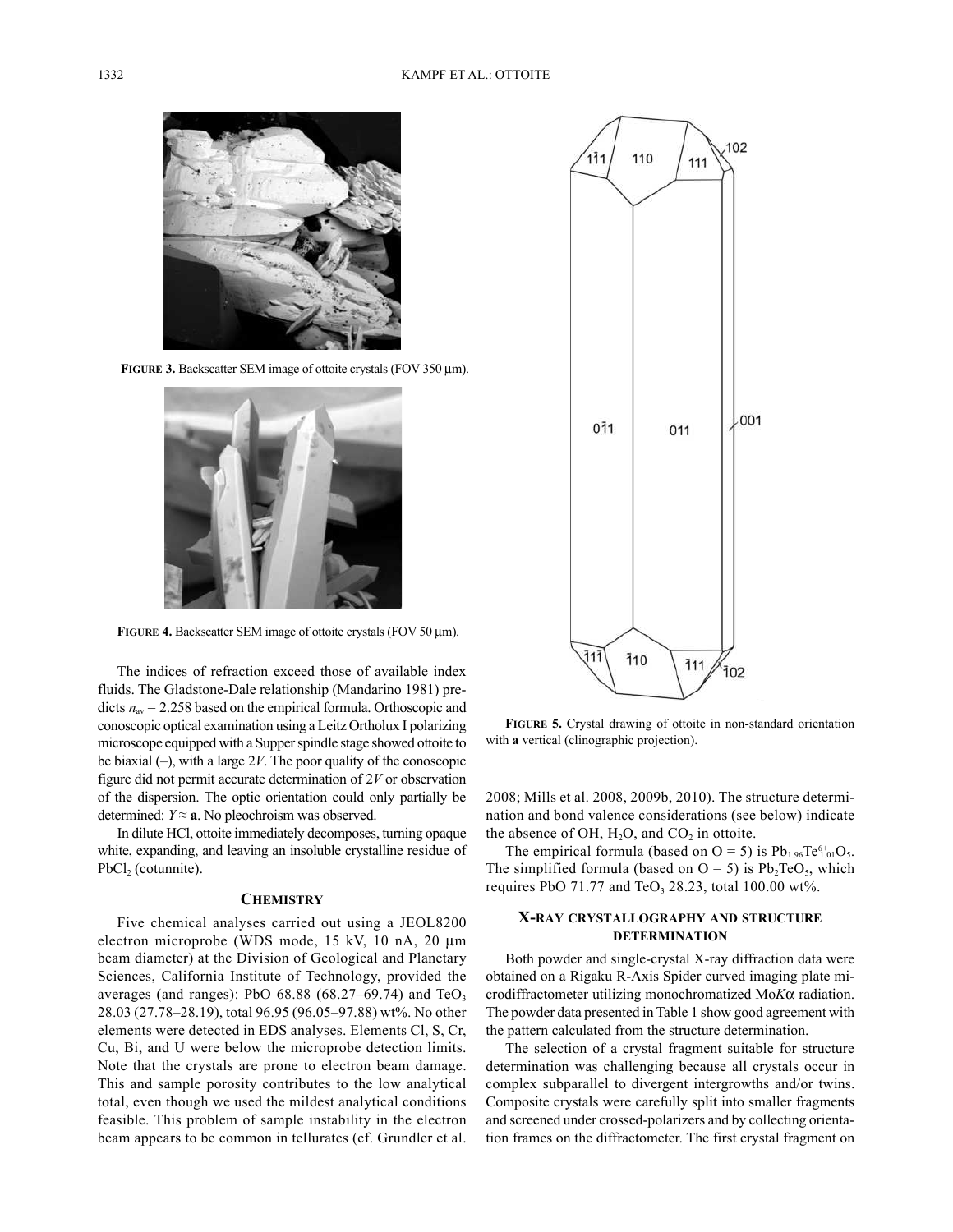**FIGURE 3.** Backscatter SEM image of ottoite crystals (FOV 350 μm).

**FIGURE 4.** Backscatter SEM image of ottoite crystals (FOV 50 μm).

**FIGURE 5.** Crystal drawing of ottoite in non-standard orientation with **a** vertical (clinographic projection).

The indices of refraction exceed those of available index fluids. The Gladstone-Dale relationship (Mandarino 1981) predicts $n_{av}$ = 2.258 based on the empirical formula. Orthoscopic and conoscopic optical examination using a Leitz Ortholux I polarizing microscope equipped with a Supper spindle stage showed ottoite to be biaxial (–), with a large 2*V*. The poor quality of the conoscopic figure did not permit accurate determination of 2*V* or observation of the dispersion. The optic orientation could only partially be determined: $Y \approx$ **a**. No pleochroism was observed.

In dilute HCl, ottoite immediately decomposes, turning opaque white, expanding, and leaving an insoluble crystalline residue of $PbCl_2$ (cotunnite).

## CHEMISTRY

Five chemical analyses carried out using a JEOL8200 electron microprobe (WDS mode, 15 kV, 10 nA, 20 μm beam diameter) at the Division of Geological and Planetary Sciences, California Institute of Technology, provided the averages (and ranges): PbO 68.88 (68.27–69.74) and $TeO_3$ 28.03 (27.78–28.19), total 96.95 (96.05–97.88) wt%. No other elements were detected in EDS analyses. Elements Cl, S, Cr, Cu, Bi, and U were below the microprobe detection limits. Note that the crystals are prone to electron beam damage. This and sample porosity contributes to the low analytical total, even though we used the mildest analytical conditions feasible. This problem of sample instability in the electron beam appears to be common in tellurates (cf. Grundler et al. 2008; Mills et al. 2008, 2009b, 2010). The structure determination and bond valence considerations (see below) indicate the absence of OH, $H_2O$, and $CO_2$ in ottoite.

The empirical formula (based on O = 5) is $Pb_{1.96}Te^{6+}_{1.01}O_5$. The simplified formula (based on O = 5) is $Pb_2TeO_5$, which requires PbO 71.77 and $TeO_3$ 28.23, total 100.00 wt%.

## X-RAY CRYSTALLOGRAPHY AND STRUCTURE DETERMINATION

Both powder and single-crystal X-ray diffraction data were obtained on a Rigaku R-Axis Spider curved imaging plate microdiffractometer utilizing monochromatized Mo$K\alpha$ radiation. The powder data presented in Table 1 show good agreement with the pattern calculated from the structure determination.

The selection of a crystal fragment suitable for structure determination was challenging because all crystals occur in complex subparallel to divergent intergrowths and/or twins. Composite crystals were carefully split into smaller fragments and screened under crossed-polarizers and by collecting orientation frames on the diffractometer. The first crystal fragment on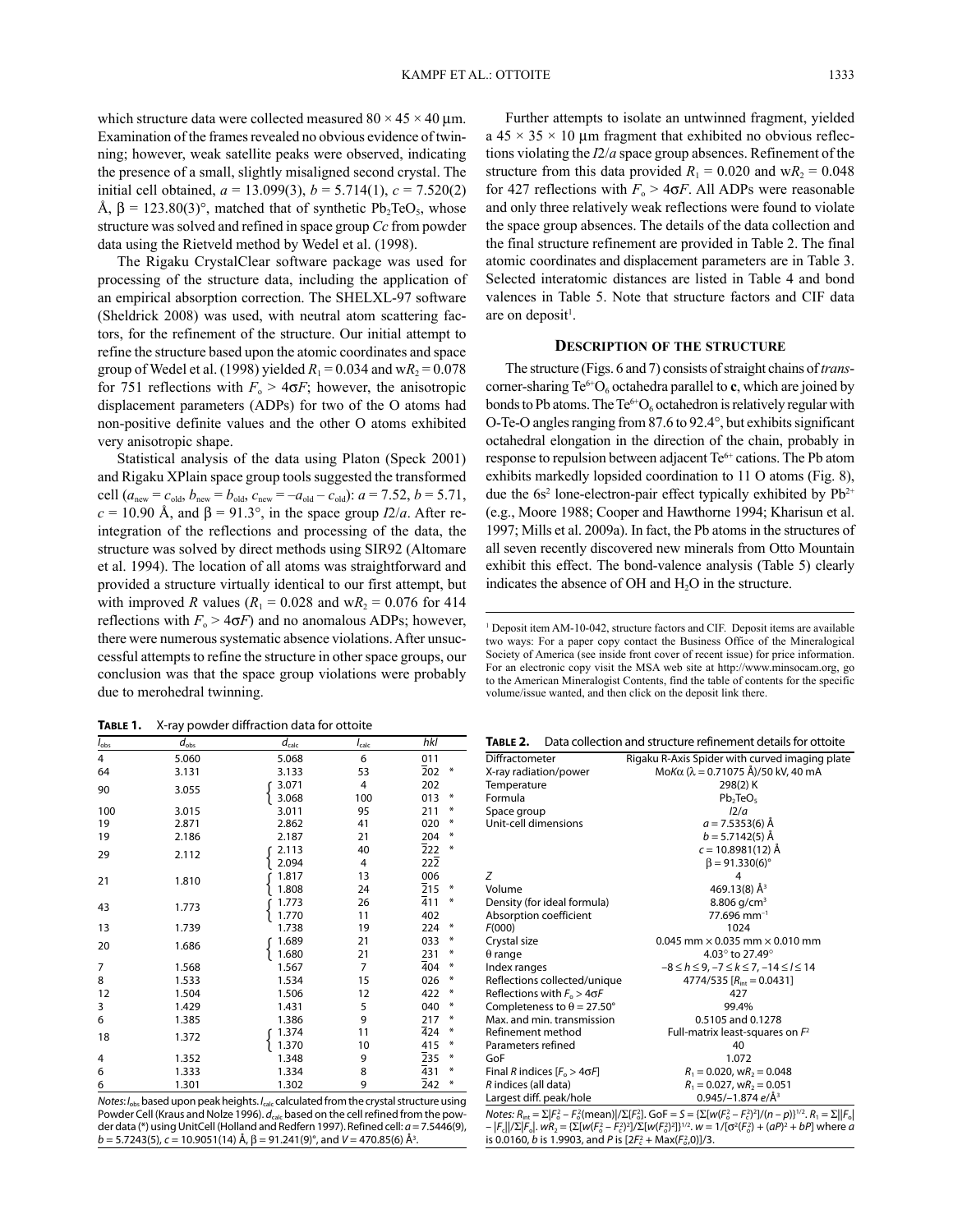which structure data were collected measured 80 × 45 × 40 μm. Examination of the frames revealed no obvious evidence of twinning; however, weak satellite peaks were observed, indicating the presence of a small, slightly misaligned second crystal. The initial cell obtained, $a$ = 13.099(3), $b$ = 5.714(1), $c$ = 7.520(2) Å, β = 123.80(3)°, matched that of synthetic $Pb_2TeO_5$, whose structure was solved and refined in space group $Cc$ from powder data using the Rietveld method by Wedel et al. (1998).

The Rigaku CrystalClear software package was used for processing of the structure data, including the application of an empirical absorption correction. The SHELXL-97 software (Sheldrick 2008) was used, with neutral atom scattering factors, for the refinement of the structure. Our initial attempt to refine the structure based upon the atomic coordinates and space group of Wedel et al. (1998) yielded $R_1$ = 0.034 and w$R_2$ = 0.078 for 751 reflections with $F_o > 4\sigma F$; however, the anisotropic displacement parameters (ADPs) for two of the O atoms had non-positive definite values and the other O atoms exhibited very anisotropic shape.

Statistical analysis of the data using Platon (Speck 2001) and Rigaku XPlain space group tools suggested the transformed cell ($a_{new} = c_{old}$, $b_{new} = b_{old}$, $c_{new} = -a_{old} - c_{old}$): $a$ = 7.52, $b$ = 5.71, $c$ = 10.90 Å, and β = 91.3°, in the space group $I2/a$. After re-integration of the reflections and processing of the data, the structure was solved by direct methods using SIR92 (Altomare et al. 1994). The location of all atoms was straightforward and provided a structure virtually identical to our first attempt, but with improved $R$ values ($R_1$ = 0.028 and w$R_2$ = 0.076 for 414 reflections with $F_o > 4\sigma F$) and no anomalous ADPs; however, there were numerous systematic absence violations. After unsuccessful attempts to refine the structure in other space groups, our conclusion was that the space group violations were probably due to merohedral twinning.

Further attempts to isolate an untwinned fragment, yielded a 45 × 35 × 10 μm fragment that exhibited no obvious reflections violating the $I2/a$ space group absences. Refinement of the structure from this data provided $R_1$ = 0.020 and w$R_2$ = 0.048 for 427 reflections with $F_o > 4\sigma F$. All ADPs were reasonable and only three relatively weak reflections were found to violate the space group absences. The details of the data collection and the final structure refinement are provided in Table 2. The final atomic coordinates and displacement parameters are in Table 3. Selected interatomic distances are listed in Table 4 and bond valences in Table 5. Note that structure factors and CIF data are on deposit[1].

## DESCRIPTION OF THE STRUCTURE

The structure (Figs. 6 and 7) consists of straight chains of *trans*-corner-sharing $Te^{6+}O_6$ octahedra parallel to **c**, which are joined by bonds to Pb atoms. The $Te^{6+}O_6$ octahedron is relatively regular with O-Te-O angles ranging from 87.6 to 92.4°, but exhibits significant octahedral elongation in the direction of the chain, probably in response to repulsion between adjacent $Te^{6+}$ cations. The Pb atom exhibits markedly lopsided coordination to 11 O atoms (Fig. 8), due the $6s^2$ lone-electron-pair effect typically exhibited by $Pb^{2+}$ (e.g., Moore 1988; Cooper and Hawthorne 1994; Kharisun et al. 1997; Mills et al. 2009a). In fact, the Pb atoms in the structures of all seven recently discovered new minerals from Otto Mountain exhibit this effect. The bond-valence analysis (Table 5) clearly indicates the absence of OH and $H_2O$ in the structure.

[1] Deposit item AM-10-042, structure factors and CIF. Deposit items are available two ways: For a paper copy contact the Business Office of the Mineralogical Society of America (see inside front cover of recent issue) for price information. For an electronic copy visit the MSA web site at http://www.minsocam.org, go to the American Mineralogist Contents, find the table of contents for the specific volume/issue wanted, and then click on the deposit link there.

**TABLE 1.** X-ray powder diffraction data for ottoite

| $I_{obs}$ | $d_{obs}$ | $d_{calc}$ | $I_{calc}$ | $hkl$ | |
|---|---|---|---|---|---|
| 4 | 5.060 | 5.068 | 6 | 011 | |
| 64 | 3.131 | 3.133 | 53 | $\bar{2}$02 | * |
| 90 | 3.055 | 3.071 | 4 | 202 | |
| | | 3.068 | 100 | 013 | * |
| 100 | 3.015 | 3.011 | 95 | 211 | * |
| 19 | 2.871 | 2.862 | 41 | 020 | * |
| 19 | 2.186 | 2.187 | 21 | 204 | * |
| 29 | 2.112 | 2.113 | 40 | $\bar{2}$22 | * |
| | | 2.094 | 4 | 22$\bar{2}$ | |
| 21 | 1.810 | 1.817 | 13 | 006 | |
| | | 1.808 | 24 | $\bar{2}$15 | * |
| 43 | 1.773 | 1.773 | 26 | $\bar{4}$11 | * |
| | | 1.770 | 11 | 402 | |
| 13 | 1.739 | 1.738 | 19 | 224 | * |
| 20 | 1.686 | 1.689 | 21 | 033 | * |
| | | 1.680 | 21 | $\bar{2}$31 | * |
| 7 | 1.568 | 1.567 | 7 | $\bar{4}$04 | * |
| 8 | 1.533 | 1.534 | 15 | 026 | * |
| 12 | 1.504 | 1.506 | 12 | 422 | * |
| 3 | 1.429 | 1.431 | 5 | 040 | * |
| 6 | 1.385 | 1.386 | 9 | 217 | * |
| 18 | 1.372 | 1.374 | 11 | $\bar{4}$24 | * |
| | | 1.370 | 10 | 415 | * |
| 4 | 1.352 | 1.348 | 9 | $\bar{2}$35 | * |
| 6 | 1.333 | 1.334 | 8 | $\bar{4}$31 | * |
| 6 | 1.301 | 1.302 | 9 | $\bar{2}$42 | * |

*Notes*: $I_{obs}$ based upon peak heights. $I_{calc}$ calculated from the crystal structure using Powder Cell (Kraus and Nolze 1996). $d_{calc}$ based on the cell refined from the powder data (*) using UnitCell (Holland and Redfern 1997). Refined cell: $a$ = 7.5446(9), $b$ = 5.7243(5), $c$ = 10.9051(14) Å, β = 91.241(9)°, and $V$ = 470.85(6) Å³.

**TABLE 2.** Data collection and structure refinement details for ottoite

| | |
|---|---|
| Diffractometer | Rigaku R-Axis Spider with curved imaging plate |
| X-ray radiation/power | MoKα (λ = 0.71075 Å)/50 kV, 40 mA |
| Temperature | 298(2) K |
| Formula | $Pb_2TeO_5$ |
| Space group | $I2/a$ |
| Unit-cell dimensions | $a$ = 7.5353(6) Å |
| | $b$ = 5.7142(5) Å |
| | $c$ = 10.8981(12) Å |
| | β = 91.330(6)° |
| $Z$ | 4 |
| Volume | 469.13(8) Å³ |
| Density (for ideal formula) | 8.806 g/cm³ |
| Absorption coefficient | 77.696 mm⁻¹ |
| $F(000)$ | 1024 |
| Crystal size | 0.045 mm × 0.035 mm × 0.010 mm |
| θ range | 4.03° to 27.49° |
| Index ranges | $-8 \leq h \leq 9$, $-7 \leq k \leq 7$, $-14 \leq l \leq 14$ |
| Reflections collected/unique | 4774/535 [$R_{int}$ = 0.0431] |
| Reflections with $F_o > 4\sigma F$ | 427 |
| Completeness to θ = 27.50° | 99.4% |
| Max. and min. transmission | 0.5105 and 0.1278 |
| Refinement method | Full-matrix least-squares on $F^2$ |
| Parameters refined | 40 |
| GoF | 1.072 |
| Final $R$ indices [$F_o > 4\sigma F$] | $R_1$ = 0.020, w$R_2$ = 0.048 |
| $R$ indices (all data) | $R_1$ = 0.027, w$R_2$ = 0.051 |
| Largest diff. peak/hole | 0.945/–1.874 e/Å³ |

*Notes*: $R_{int} = \Sigma|F_o^2 - F_o^2(\text{mean})|/\Sigma[F_o^2]$. GoF = $S = \{\Sigma[w(F_o^2 - F_c^2)^2]/(n-p)\}^{1/2}$. $R_1 = \Sigma||F_o| - |F_c||/\Sigma|F_o|$. $wR_2 = \{\Sigma[w(F_o^2 - F_c^2)^2]/\Sigma[w(F_o^2)^2]\}^{1/2}$. $w = 1/[\sigma^2(F_o^2) + (aP)^2 + bP]$ where $a$ is 0.0160, $b$ is 1.9903, and $P$ is $[2F_c^2 + \text{Max}(F_o^2,0)]/3$.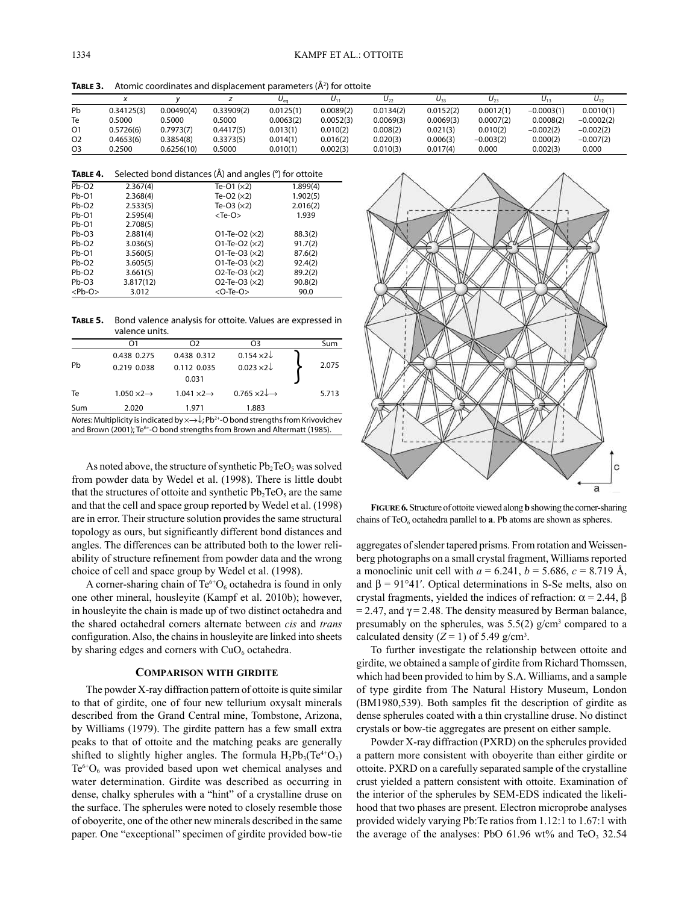**TABLE 3.** Atomic coordinates and displacement parameters (Å$^2$) for ottoite

| | $x$ | $y$ | $z$ | $U_{eq}$ | $U_{11}$ | $U_{22}$ | $U_{33}$ | $U_{23}$ | $U_{13}$ | $U_{12}$ |
|---|---|---|---|---|---|---|---|---|---|---|
| Pb | 0.34125(3) | 0.00490(4) | 0.33909(2) | 0.0125(1) | 0.0089(2) | 0.0134(2) | 0.0152(2) | 0.0012(1) | −0.0003(1) | 0.0010(1) |
| Te | 0.5000 | 0.5000 | 0.5000 | 0.0063(2) | 0.0052(3) | 0.0069(3) | 0.0069(3) | 0.0007(2) | 0.0008(2) | −0.0002(2) |
| O1 | 0.5726(6) | 0.7973(7) | 0.4417(5) | 0.013(1) | 0.010(2) | 0.008(2) | 0.021(3) | 0.010(2) | −0.002(2) | −0.002(2) |
| O2 | 0.4653(6) | 0.3854(8) | 0.3373(5) | 0.014(1) | 0.016(2) | 0.020(3) | 0.006(3) | −0.003(2) | 0.000(2) | −0.007(2) |
| O3 | 0.2500 | 0.6256(10) | 0.5000 | 0.010(1) | 0.002(3) | 0.010(3) | 0.017(4) | 0.000 | 0.002(3) | 0.000 |

**TABLE 4.** Selected bond distances (Å) and angles (°) for ottoite

| | | | |
|---|---|---|---|
| Pb-O2 | 2.367(4) | Te-O1 (×2) | 1.899(4) |
| Pb-O1 | 2.368(4) | Te-O2 (×2) | 1.902(5) |
| Pb-O2 | 2.533(5) | Te-O3 (×2) | 2.016(2) |
| Pb-O1 | 2.595(4) | <Te-O> | 1.939 |
| Pb-O1 | 2.708(5) | | |
| Pb-O3 | 2.881(4) | O1-Te-O2 (×2) | 88.3(2) |
| Pb-O2 | 3.036(5) | O1-Te-O2 (×2) | 91.7(2) |
| Pb-O1 | 3.560(5) | O1-Te-O3 (×2) | 87.6(2) |
| Pb-O2 | 3.605(5) | O1-Te-O3 (×2) | 92.4(2) |
| Pb-O2 | 3.661(5) | O2-Te-O3 (×2) | 89.2(2) |
| Pb-O3 | 3.817(12) | O2-Te-O3 (×2) | 90.8(2) |
| <Pb-O> | 3.012 | <O-Te-O> | 90.0 |

**TABLE 5.** Bond valence analysis for ottoite. Values are expressed in valence units.

| | O1 | O2 | O3 | Sum |
|---|---|---|---|---|
| Pb | 0.438 0.275<br>0.219 0.038 | 0.438 0.312<br>0.112 0.035<br>0.031 | 0.154 ×2↓<br>0.023 ×2↓ | 2.075 |
| Te | 1.050 ×2→ | 1.041 ×2→ | 0.765 ×2↓→ | 5.713 |
| Sum | 2.020 | 1.971 | 1.883 | |

*Notes:* Multiplicity is indicated by ×→↓; $Pb^{2+}$-O bond strengths from Krivovichev and Brown (2001); $Te^{6+}$-O bond strengths from Brown and Altermatt (1985).

As noted above, the structure of synthetic $Pb_2TeO_5$ was solved from powder data by Wedel et al. (1998). There is little doubt that the structures of ottoite and synthetic $Pb_2TeO_5$ are the same and that the cell and space group reported by Wedel et al. (1998) are in error. Their structure solution provides the same structural topology as ours, but significantly different bond distances and angles. The differences can be attributed both to the lower reliability of structure refinement from powder data and the wrong choice of cell and space group by Wedel et al. (1998).

A corner-sharing chain of $Te^{6+}O_6$ octahedra is found in only one other mineral, housleyite (Kampf et al. 2010b); however, in housleyite the chain is made up of two distinct octahedra and the shared octahedral corners alternate between *cis* and *trans* configuration. Also, the chains in housleyite are linked into sheets by sharing edges and corners with $CuO_6$ octahedra.

## COMPARISON WITH GIRDITE

The powder X-ray diffraction pattern of ottoite is quite similar to that of girdite, one of four new tellurium oxysalt minerals described from the Grand Central mine, Tombstone, Arizona, by Williams (1979). The girdite pattern has a few small extra peaks to that of ottoite and the matching peaks are generally shifted to slightly higher angles. The formula $H_2Pb_3(Te^{4+}O_3)Te^{6+}O_6$ was provided based upon wet chemical analyses and water determination. Girdite was described as occurring in dense, chalky spherules with a "hint" of a crystalline druse on the surface. The spherules were noted to closely resemble those of oboyerite, one of the other new minerals described in the same paper. One "exceptional" specimen of girdite provided bow-tie aggregates of slender tapered prisms. From rotation and Weissenberg photographs on a small crystal fragment, Williams reported a monoclinic unit cell with $a$ = 6.241, $b$ = 5.686, $c$ = 8.719 Å, and $\beta$ = 91°41′. Optical determinations in S-Se melts, also on crystal fragments, yielded the indices of refraction: $\alpha$ = 2.44, $\beta$ = 2.47, and $\gamma$ = 2.48. The density measured by Berman balance, presumably on the spherules, was 5.5(2) g/cm$^3$ compared to a calculated density ($Z$ = 1) of 5.49 g/cm$^3$.

FIGURE 6. Structure of ottoite viewed along **b** showing the corner-sharing chains of $TeO_6$ octahedra parallel to **a**. Pb atoms are shown as spheres.

To further investigate the relationship between ottoite and girdite, we obtained a sample of girdite from Richard Thomssen, which had been provided to him by S.A. Williams, and a sample of type girdite from The Natural History Museum, London (BM1980,539). Both samples fit the description of girdite as dense spherules coated with a thin crystalline druse. No distinct crystals or bow-tie aggregates are present on either sample.

Powder X-ray diffraction (PXRD) on the spherules provided a pattern more consistent with oboyerite than either girdite or ottoite. PXRD on a carefully separated sample of the crystalline crust yielded a pattern consistent with ottoite. Examination of the interior of the spherules by SEM-EDS indicated the likelihood that two phases are present. Electron microprobe analyses provided widely varying Pb:Te ratios from 1.12:1 to 1.67:1 with the average of the analyses: PbO 61.96 wt% and $TeO_3$ 32.54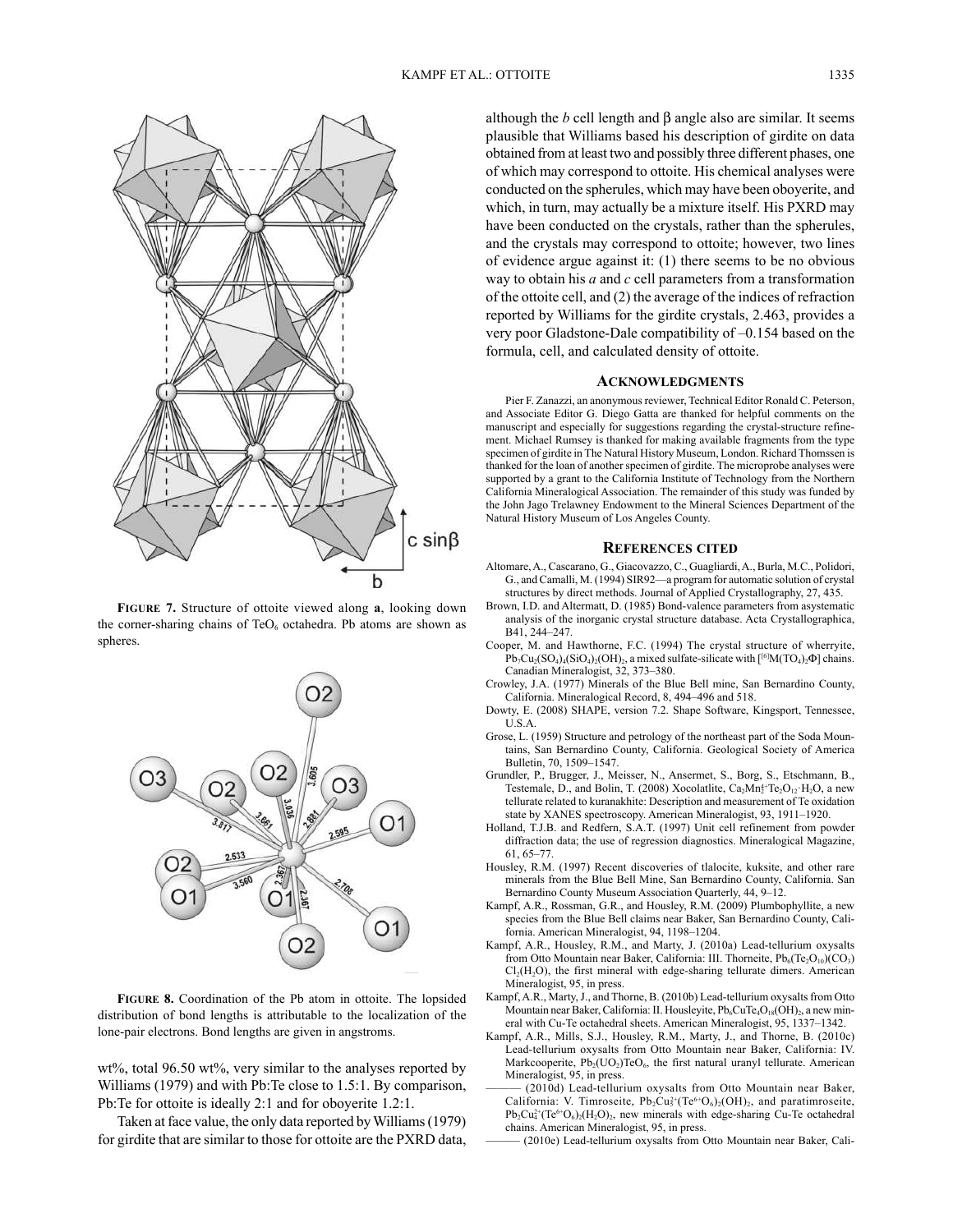**FIGURE 7.** Structure of ottoite viewed along **a**, looking down the corner-sharing chains of $TeO_6$ octahedra. Pb atoms are shown as spheres.

**FIGURE 8.** Coordination of the Pb atom in ottoite. The lopsided distribution of bond lengths is attributable to the localization of the lone-pair electrons. Bond lengths are given in angstroms.

wt%, total 96.50 wt%, very similar to the analyses reported by Williams (1979) and with Pb:Te close to 1.5:1. By comparison, Pb:Te for ottoite is ideally 2:1 and for oboyerite 1.2:1.

Taken at face value, the only data reported by Williams (1979) for girdite that are similar to those for ottoite are the PXRD data, although the *b* cell length and β angle also are similar. It seems plausible that Williams based his description of girdite on data obtained from at least two and possibly three different phases, one of which may correspond to ottoite. His chemical analyses were conducted on the spherules, which may have been oboyerite, and which, in turn, may actually be a mixture itself. His PXRD may have been conducted on the crystals, rather than the spherules, and the crystals may correspond to ottoite; however, two lines of evidence argue against it: (1) there seems to be no obvious way to obtain his *a* and *c* cell parameters from a transformation of the ottoite cell, and (2) the average of the indices of refraction reported by Williams for the girdite crystals, 2.463, provides a very poor Gladstone-Dale compatibility of –0.154 based on the formula, cell, and calculated density of ottoite.

## ACKNOWLEDGMENTS

Pier F. Zanazzi, an anonymous reviewer, Technical Editor Ronald C. Peterson, and Associate Editor G. Diego Gatta are thanked for helpful comments on the manuscript and especially for suggestions regarding the crystal-structure refinement. Michael Rumsey is thanked for making available fragments from the type specimen of girdite in The Natural History Museum, London. Richard Thomssen is thanked for the loan of another specimen of girdite. The microprobe analyses were supported by a grant to the California Institute of Technology from the Northern California Mineralogical Association. The remainder of this study was funded by the John Jago Trelawney Endowment to the Mineral Sciences Department of the Natural History Museum of Los Angeles County.

## REFERENCES CITED

Altomare, A., Cascarano, G., Giacovazzo, C., Guagliardi, A., Burla, M.C., Polidori, G., and Camalli, M. (1994) SIR92—a program for automatic solution of crystal structures by direct methods. Journal of Applied Crystallography, 27, 435.

Brown, I.D. and Altermatt, D. (1985) Bond-valence parameters from a systematic analysis of the inorganic crystal structure database. Acta Crystallographica, B41, 244–247.

Cooper, M. and Hawthorne, F.C. (1994) The crystal structure of wherryite, $Pb_7Cu_2(SO_4)_4(SiO_4)_2(OH)_2$, a mixed sulfate-silicate with $[^{[6]}M(TO_4)_2\Phi]$ chains. Canadian Mineralogist, 32, 373–380.

Crowley, J.A. (1977) Minerals of the Blue Bell mine, San Bernardino County, California. Mineralogical Record, 8, 494–496 and 518.

Dowty, E. (2008) SHAPE, version 7.2. Shape Software, Kingsport, Tennessee, U.S.A.

Grose, L. (1959) Structure and petrology of the northeast part of the Soda Mountains, San Bernardino County, California. Geological Society of America Bulletin, 70, 1509–1547.

Grundler, P., Brugger, J., Meisser, N., Ansermet, S., Borg, S., Etschmann, B., Testemale, D., and Bolin, T. (2008) Xocolatlite, $Ca_2Mn_2^{4+}Te_2O_{12}\cdot H_2O$, a new tellurate related to kuranakhite: Description and measurement of Te oxidation state by XANES spectroscopy. American Mineralogist, 93, 1911–1920.

Holland, T.J.B. and Redfern, S.A.T. (1997) Unit cell refinement from powder diffraction data; the use of regression diagnostics. Mineralogical Magazine, 61, 65–77.

Housley, R.M. (1997) Recent discoveries of tlalocite, kuksite, and other rare minerals from the Blue Bell Mine, San Bernardino County, California. San Bernardino County Museum Association Quarterly, 44, 9–12.

Kampf, A.R., Rossman, G.R., and Housley, R.M. (2009) Plumbophyllite, a new species from the Blue Bell claims near Baker, San Bernardino County, California. American Mineralogist, 94, 1198–1204.

Kampf, A.R., Housley, R.M., and Marty, J. (2010a) Lead-tellurium oxysalts from Otto Mountain near Baker, California: III. Thorneite, $Pb_6(Te_2O_{10})(CO_3)Cl_2(H_2O)$, the first mineral with edge-sharing tellurate dimers. American Mineralogist, 95, in press.

Kampf, A.R., Marty, J., and Thorne, B. (2010b) Lead-tellurium oxysalts from Otto Mountain near Baker, California: II. Housleyite, $Pb_6CuTe_4O_{18}(OH)_2$, a new mineral with Cu-Te octahedral sheets. American Mineralogist, 95, 1337–1342.

Kampf, A.R., Mills, S.J., Housley, R.M., Marty, J., and Thorne, B. (2010c) Lead-tellurium oxysalts from Otto Mountain near Baker, California: IV. Markcooperite, $Pb_2(UO_2)TeO_6$, the first natural uranyl tellurate. American Mineralogist, 95, in press.

——— (2010d) Lead-tellurium oxysalts from Otto Mountain near Baker, California: V. Timroseite, $Pb_2Cu_5^{2+}(Te^{6+}O_6)_2(OH)_2$, and paratimroseite, $Pb_2Cu_4^{2+}(Te^{6+}O_6)_2(H_2O)_2$, new minerals with edge-sharing Cu-Te octahedral chains. American Mineralogist, 95, in press.

——— (2010e) Lead-tellurium oxysalts from Otto Mountain near Baker, Cali-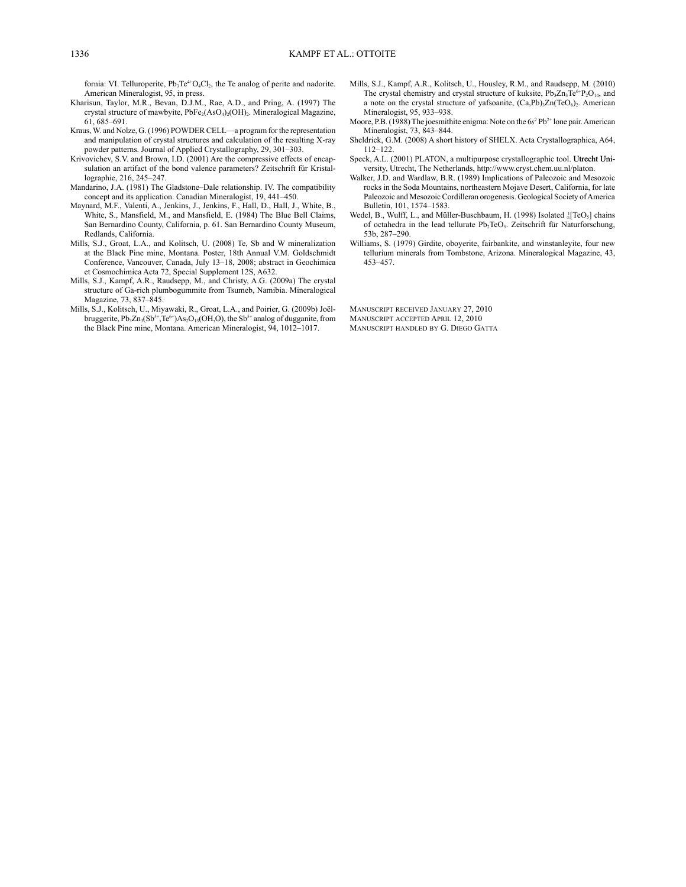fornia: VI. Telluroperite, $Pb_3Te^{4+}O_4Cl_2$, the Te analog of perite and nadorite. American Mineralogist, 95, in press.

Kharisun, Taylor, M.R., Bevan, D.J.M., Rae, A.D., and Pring, A. (1997) The crystal structure of mawbyite, $PbFe_2(AsO_4)_2(OH)_2$. Mineralogical Magazine, 61, 685–691.

Kraus, W. and Nolze, G. (1996) POWDER CELL—a program for the representation and manipulation of crystal structures and calculation of the resulting X-ray powder patterns. Journal of Applied Crystallography, 29, 301–303.

Krivovichev, S.V. and Brown, I.D. (2001) Are the compressive effects of encapsulation an artifact of the bond valence parameters? Zeitschrift für Kristallographie, 216, 245–247.

Mandarino, J.A. (1981) The Gladstone–Dale relationship. IV. The compatibility concept and its application. Canadian Mineralogist, 19, 441–450.

Maynard, M.F., Valenti, A., Jenkins, J., Jenkins, F., Hall, D., Hall, J., White, B., White, S., Mansfield, M., and Mansfield, E. (1984) The Blue Bell Claims, San Bernardino County, California, p. 61. San Bernardino County Museum, Redlands, California.

Mills, S.J., Groat, L.A., and Kolitsch, U. (2008) Te, Sb and W mineralization at the Black Pine mine, Montana. Poster, 18th Annual V.M. Goldschmidt Conference, Vancouver, Canada, July 13–18, 2008; abstract in Geochimica et Cosmochimica Acta 72, Special Supplement 12S, A632.

Mills, S.J., Kampf, A.R., Raudsepp, M., and Christy, A.G. (2009a) The crystal structure of Ga-rich plumbogummite from Tsumeb, Namibia. Mineralogical Magazine, 73, 837–845.

Mills, S.J., Kolitsch, U., Miyawaki, R., Groat, L.A., and Poirier, G. (2009b) Joëlbruggerite, $Pb_3Zn_3(Sb^{5+},Te^{6+})As_2O_{13}(OH,O)$, the $Sb^{5+}$ analog of dugganite, from the Black Pine mine, Montana. American Mineralogist, 94, 1012–1017.

Mills, S.J., Kampf, A.R., Kolitsch, U., Housley, R.M., and Raudsepp, M. (2010) The crystal chemistry and crystal structure of kuksite, $Pb_3Zn_3Te^{6+}P_2O_{14}$, and a note on the crystal structure of yafsoanite, $(Ca,Pb)_3Zn(TeO_6)_2$. American Mineralogist, 95, 933–938.

Moore, P.B. (1988) The joesmithite enigma: Note on the $6s^2$ $Pb^{2+}$ lone pair. American Mineralogist, 73, 843–844.

Sheldrick, G.M. (2008) A short history of SHELX. Acta Crystallographica, A64, 112–122.

Speck, A.L. (2001) PLATON, a multipurpose crystallographic tool. Utrecht University, Utrecht, The Netherlands, http://www.cryst.chem.uu.nl/platon.

Walker, J.D. and Wardlaw, B.R. (1989) Implications of Paleozoic and Mesozoic rocks in the Soda Mountains, northeastern Mojave Desert, California, for late Paleozoic and Mesozoic Cordilleran orogenesis. Geological Society of America Bulletin, 101, 1574–1583.

Wedel, B., Wulff, L., and Müller-Buschbaum, H. (1998) Isolated $^1_\infty[TeO_5]$ chains of octahedra in the lead tellurate $Pb_2TeO_5$. Zeitschrift für Naturforschung, 53b, 287–290.

Williams, S. (1979) Girdite, oboyerite, fairbankite, and winstanleyite, four new tellurium minerals from Tombstone, Arizona. Mineralogical Magazine, 43, 453–457.

Manuscript received January 27, 2010
Manuscript accepted April 12, 2010
Manuscript handled by G. Diego Gatta